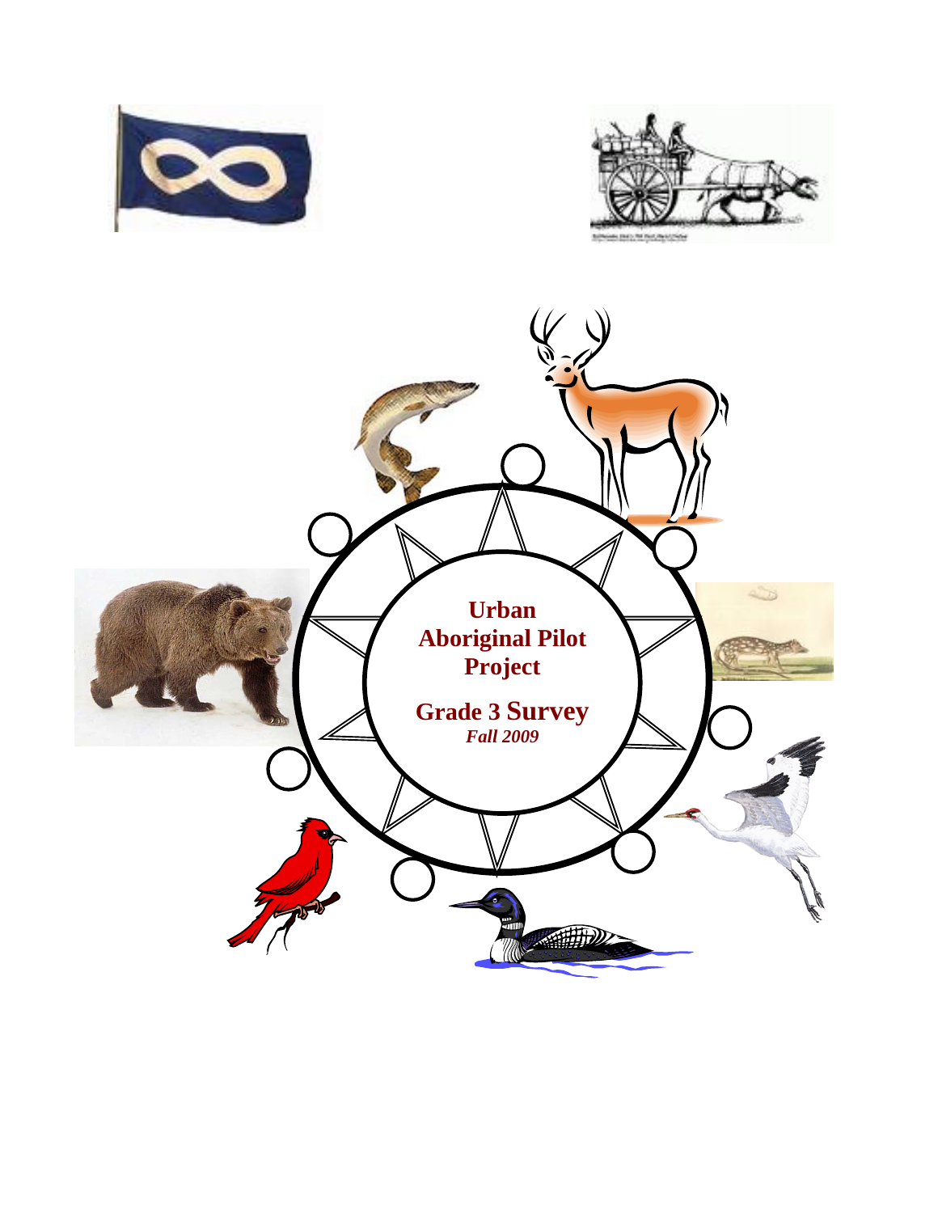# Urban Aboriginal Pilot Project

## Grade 3 Survey

*Fall 2009*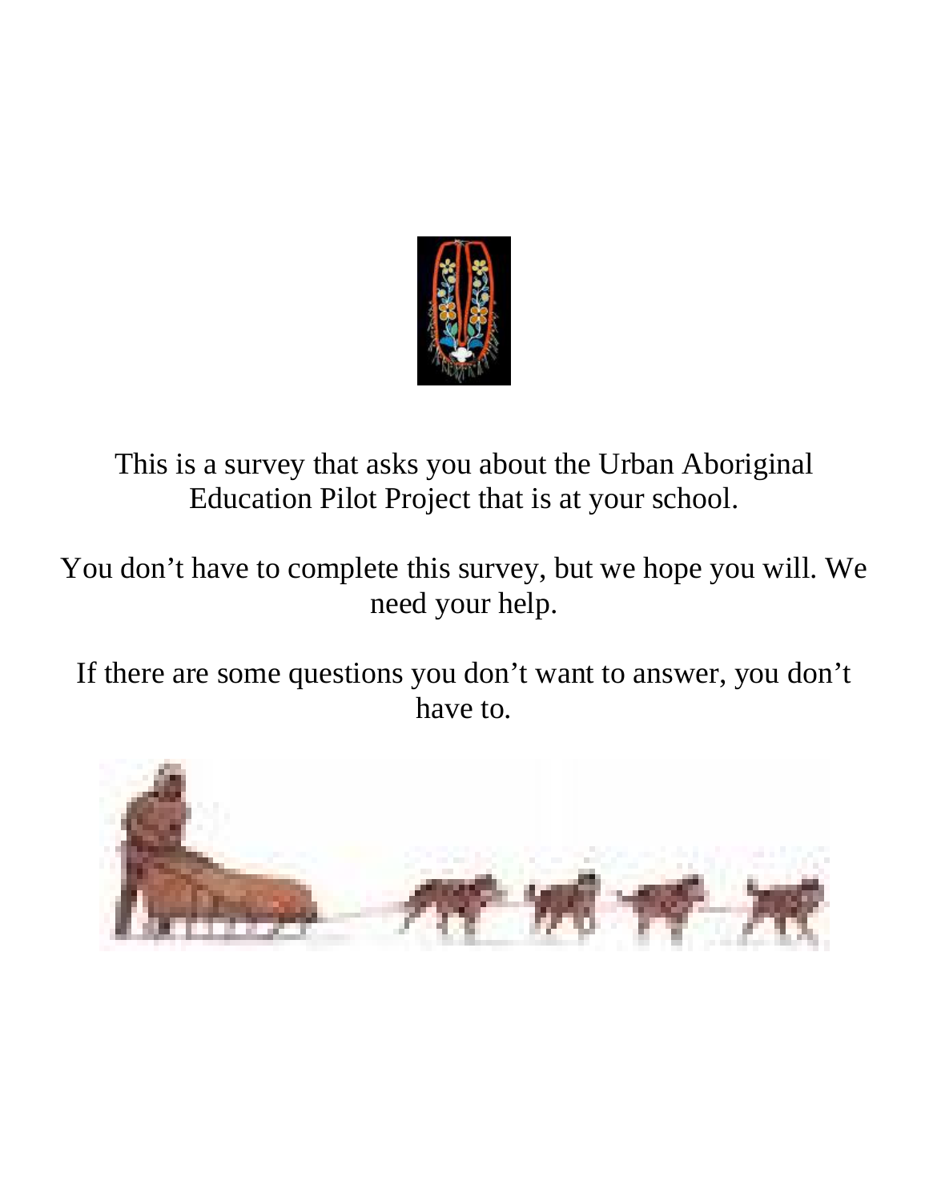This is a survey that asks you about the Urban Aboriginal Education Pilot Project that is at your school.

You don't have to complete this survey, but we hope you will. We need your help.

If there are some questions you don't want to answer, you don't have to.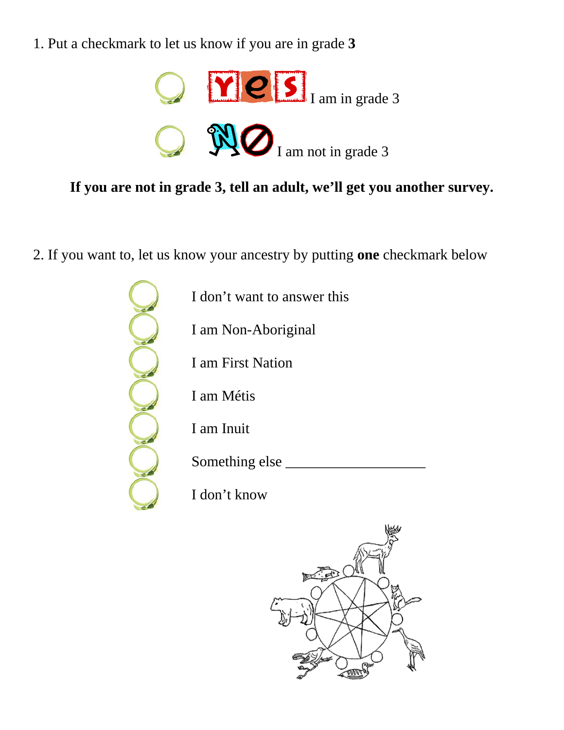1. Put a checkmark to let us know if you are in grade **3**

- [ ] YES I am in grade 3
- [ ] NO I am not in grade 3

**If you are not in grade 3, tell an adult, we'll get you another survey.**

2. If you want to, let us know your ancestry by putting **one** checkmark below

- [ ] I don't want to answer this
- [ ] I am Non-Aboriginal
- [ ] I am First Nation
- [ ] I am Métis
- [ ] I am Inuit
- [ ] Something else ___________________
- [ ] I don't know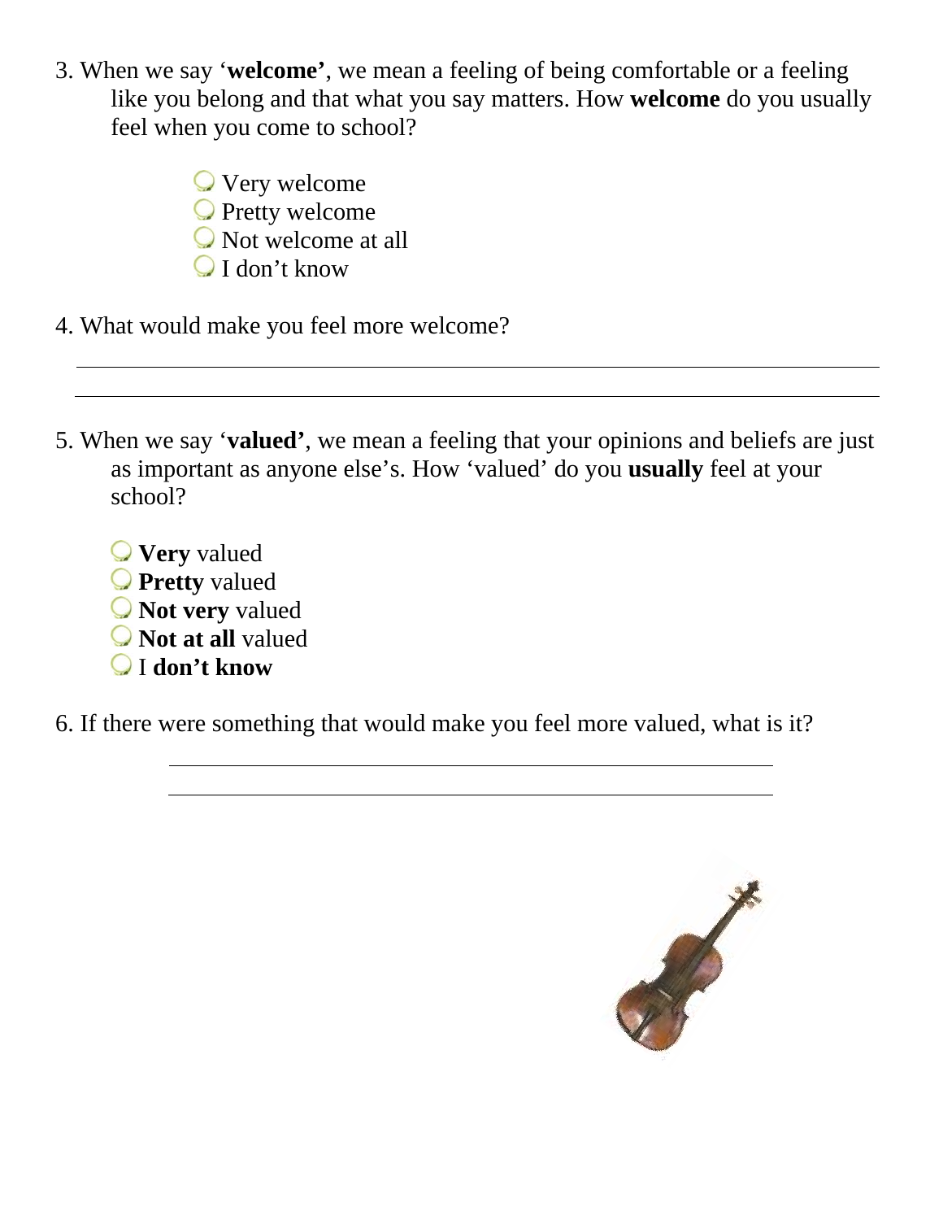3. When we say '**welcome'**, we mean a feeling of being comfortable or a feeling like you belong and that what you say matters. How **welcome** do you usually feel when you come to school?

   - Very welcome
   - Pretty welcome
   - Not welcome at all
   - I don't know

4. What would make you feel more welcome?

   ______________________________________________________________________

   ______________________________________________________________________

5. When we say '**valued'**, we mean a feeling that your opinions and beliefs are just as important as anyone else's. How 'valued' do you **usually** feel at your school?

   - **Very** valued
   - **Pretty** valued
   - **Not very** valued
   - **Not at all** valued
   - I **don't know**

6. If there were something that would make you feel more valued, what is it?

   ____________________________________________________________

   ____________________________________________________________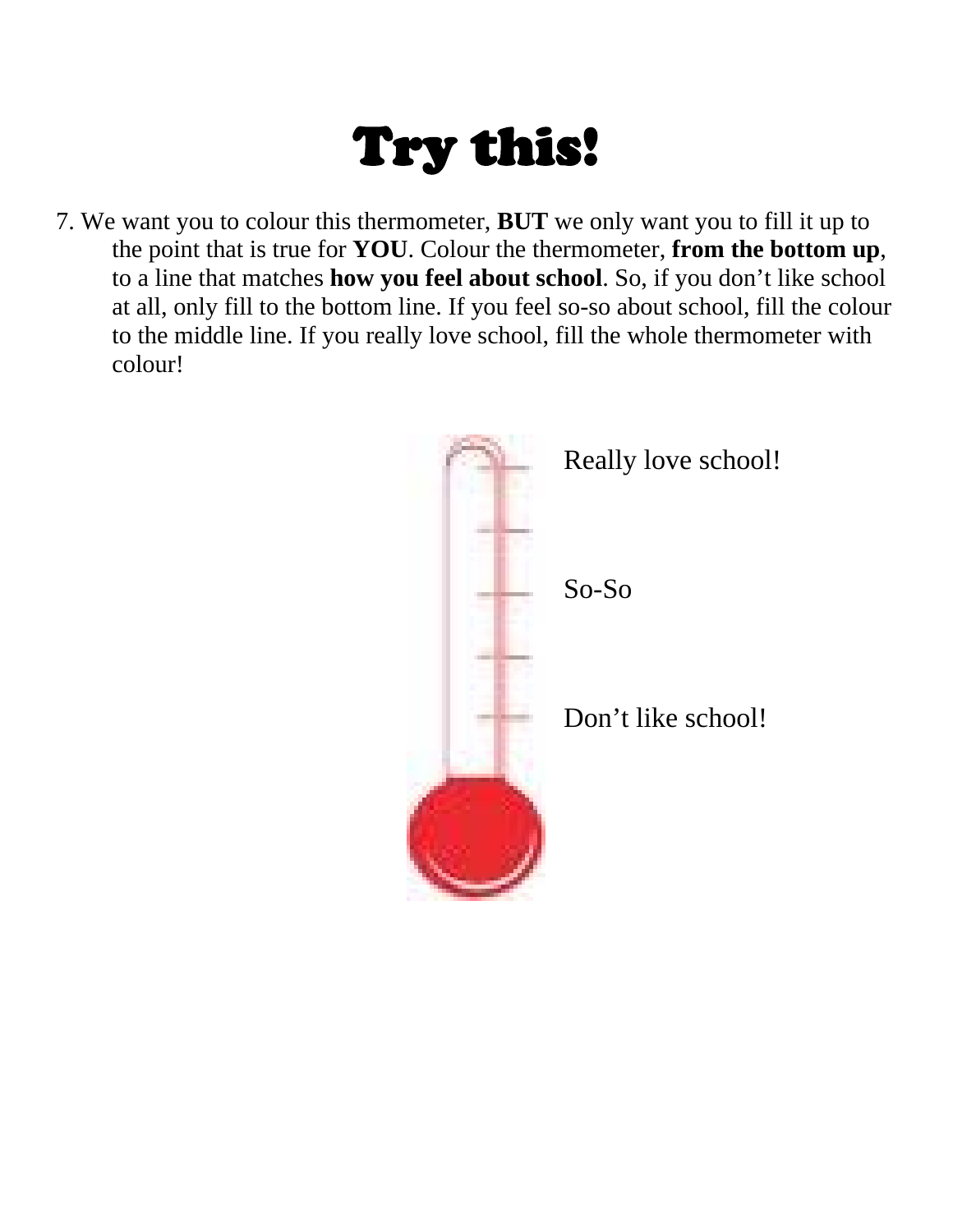# Try this!

7. We want you to colour this thermometer, **BUT** we only want you to fill it up to the point that is true for **YOU**. Colour the thermometer, **from the bottom up**, to a line that matches **how you feel about school**. So, if you don't like school at all, only fill to the bottom line. If you feel so-so about school, fill the colour to the middle line. If you really love school, fill the whole thermometer with colour!

Really love school!

So-So

Don't like school!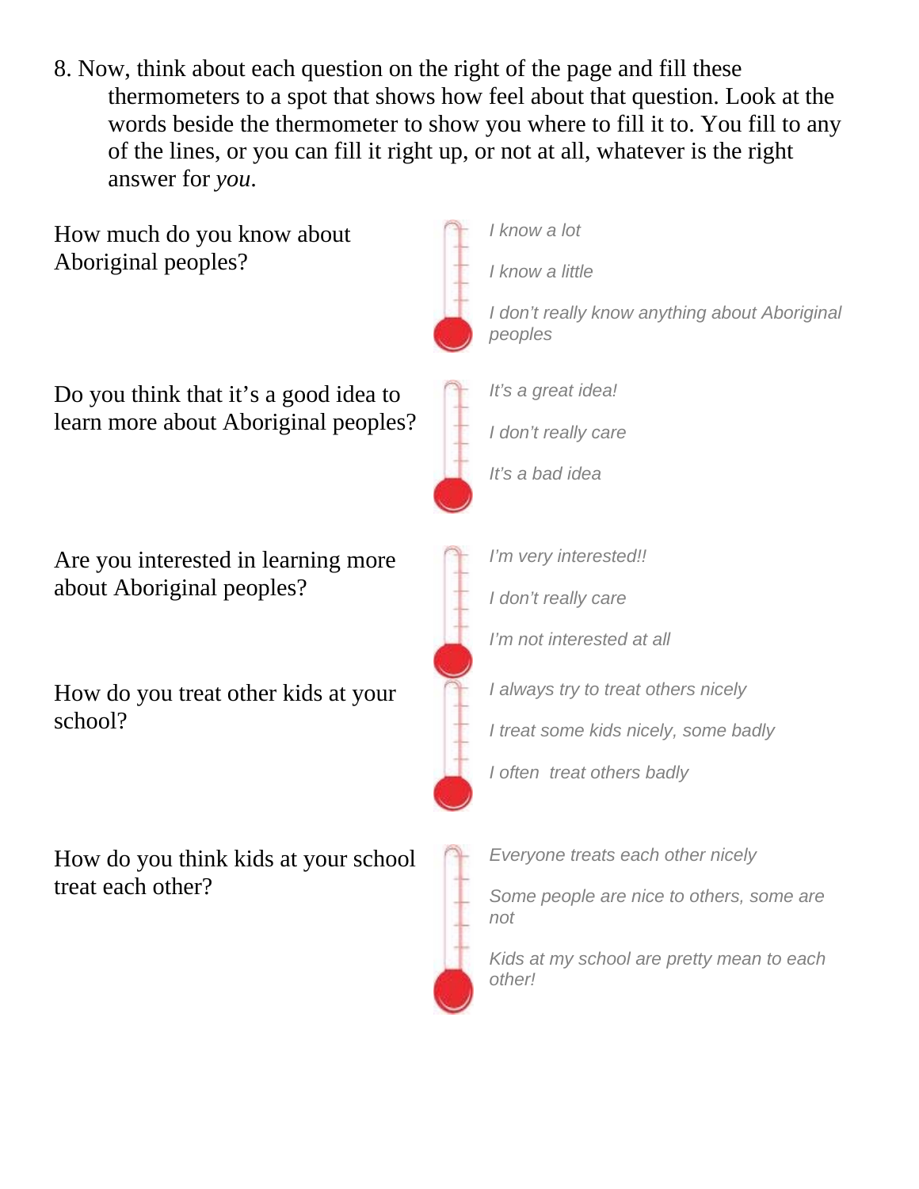8. Now, think about each question on the right of the page and fill these thermometers to a spot that shows how feel about that question. Look at the words beside the thermometer to show you where to fill it to. You fill to any of the lines, or you can fill it right up, or not at all, whatever is the right answer for *you*.

How much do you know about Aboriginal peoples?

*I know a lot*

*I know a little*

*I don't really know anything about Aboriginal peoples*

Do you think that it's a good idea to learn more about Aboriginal peoples?

*It's a great idea!*

*I don't really care*

*It's a bad idea*

Are you interested in learning more about Aboriginal peoples?

*I'm very interested!!*

*I don't really care*

*I'm not interested at all*

How do you treat other kids at your school?

*I always try to treat others nicely*

*I treat some kids nicely, some badly*

*I often treat others badly*

How do you think kids at your school treat each other?

*Everyone treats each other nicely*

*Some people are nice to others, some are not*

*Kids at my school are pretty mean to each other!*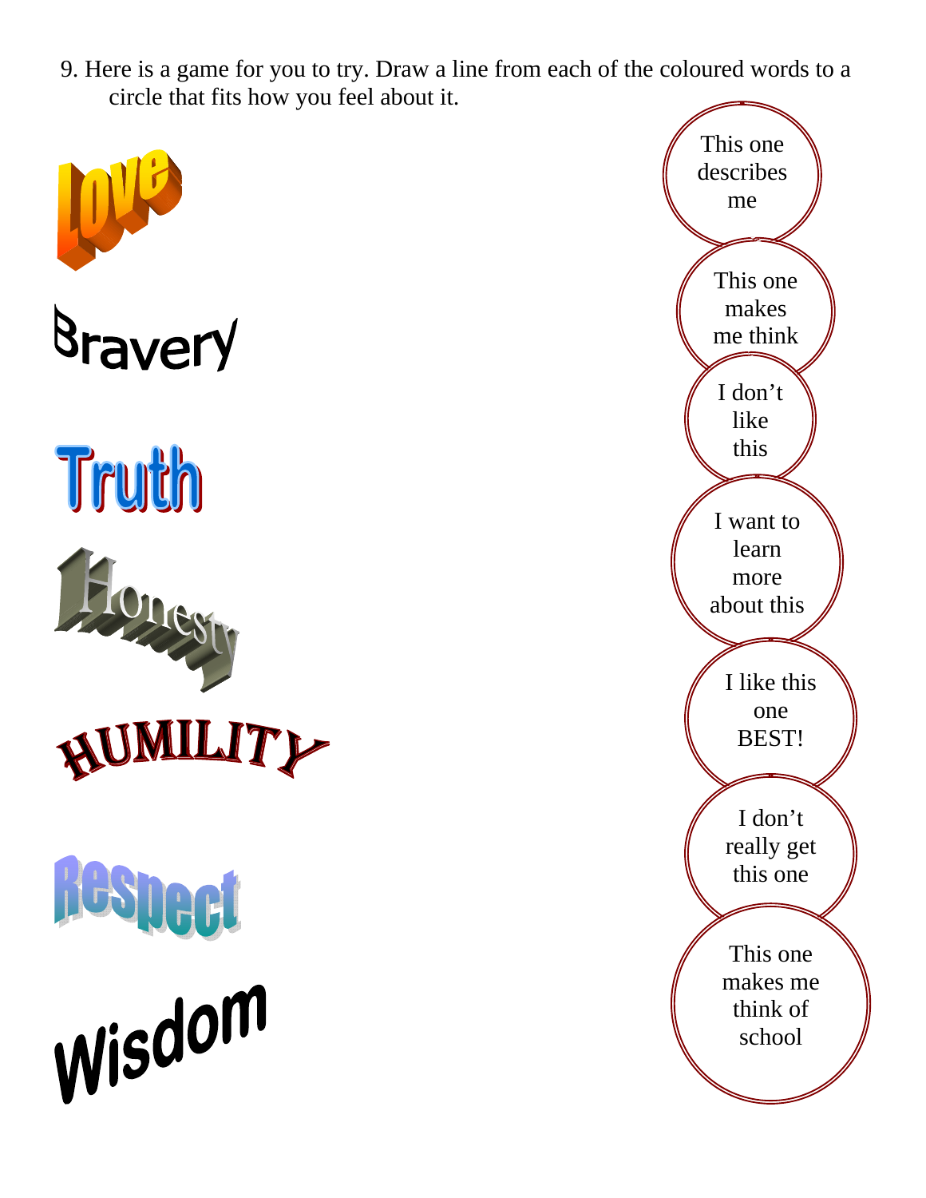9. Here is a game for you to try. Draw a line from each of the coloured words to a circle that fits how you feel about it.

Love

Bravery

Truth

Honesty

HUMILITY

Respect

Wisdom

This one describes me

This one makes me think

I don't like this

I want to learn more about this

I like this one BEST!

I don't really get this one

This one makes me think of school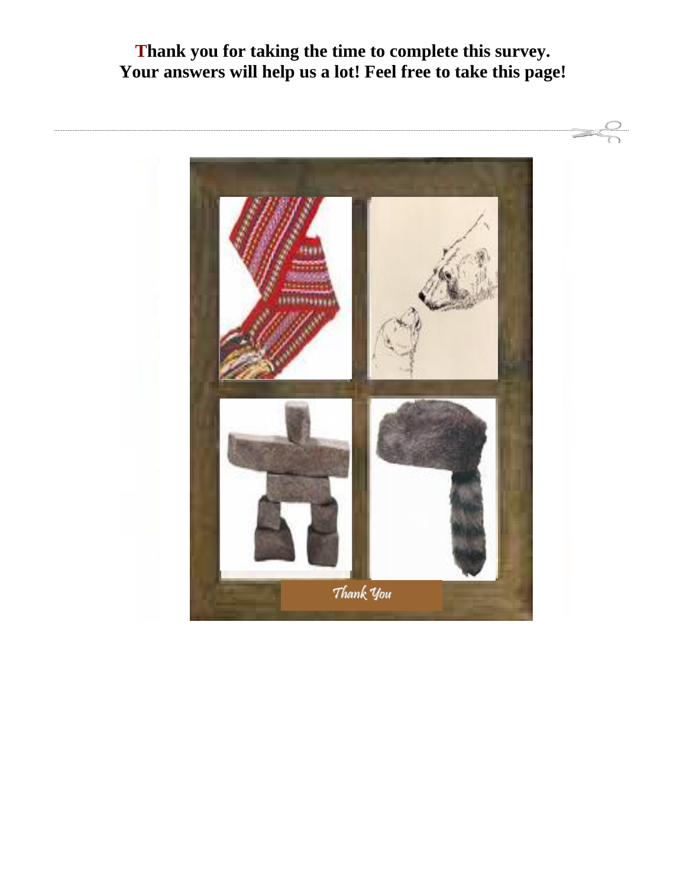**Thank you for taking the time to complete this survey. Your answers will help us a lot! Feel free to take this page!**